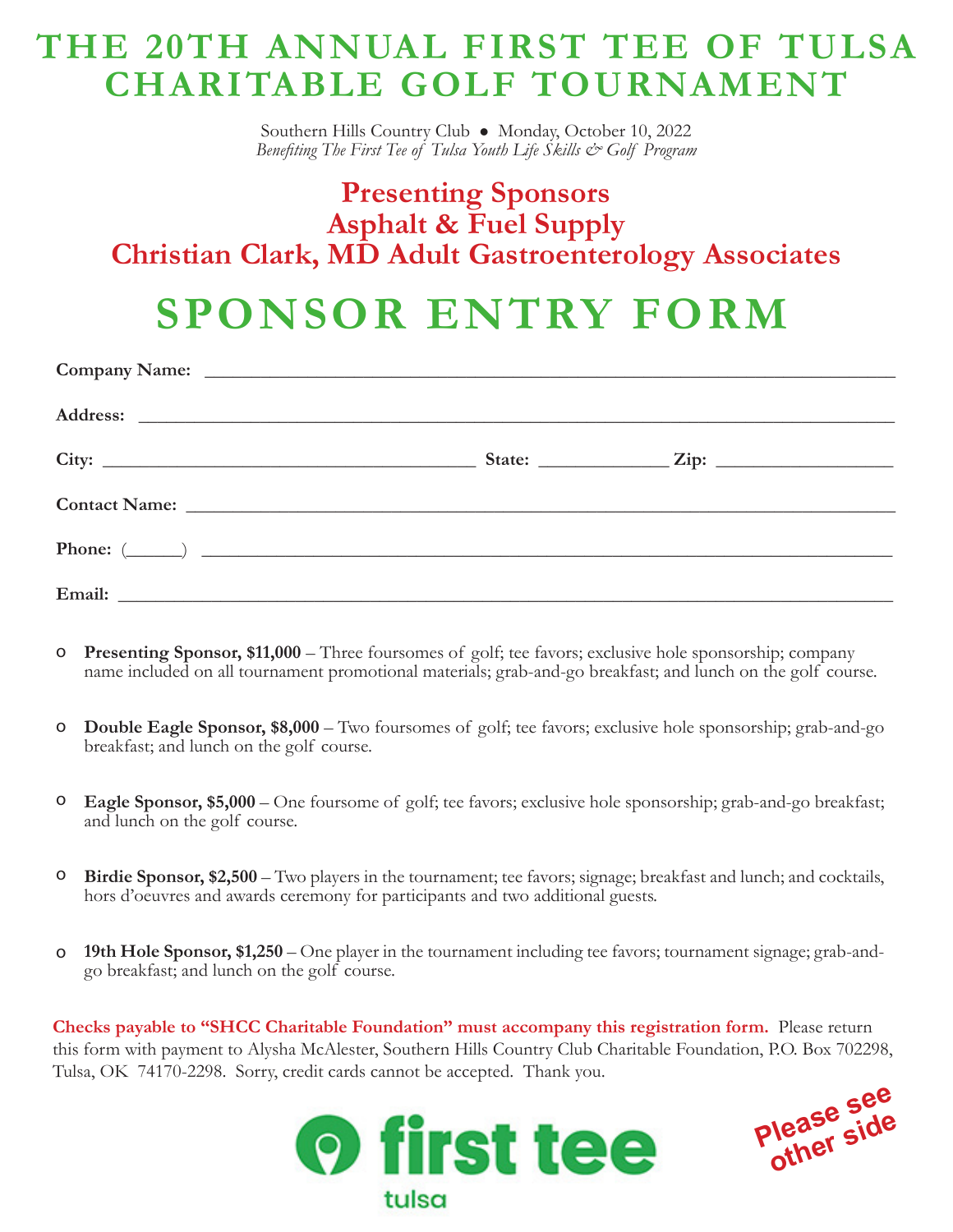# THE 20TH ANNUAL FIRST TEE OF TULSA CHARITABLE GOLF TOURNAMENT

Southern Hills Country Club • Monday, October 10, 2022

*Benefiting The First Tee of Tulsa Youth Life Skills & Golf Program*

## Presenting Sponsors
## Asphalt & Fuel Supply
## Christian Clark, MD Adult Gastroenterology Associates

# SPONSOR ENTRY FORM

**Company Name:** ______________________________________________

**Address:** ______________________________________________

**City:** ______________________ **State:** __________ **Zip:** ______________

**Contact Name:** ______________________________________________

**Phone:** (______) ______________________________________________

**Email:** ______________________________________________

- o **Presenting Sponsor, $11,000** – Three foursomes of golf; tee favors; exclusive hole sponsorship; company name included on all tournament promotional materials; grab-and-go breakfast; and lunch on the golf course.

- o **Double Eagle Sponsor, $8,000** – Two foursomes of golf; tee favors; exclusive hole sponsorship; grab-and-go breakfast; and lunch on the golf course.

- o **Eagle Sponsor, $5,000** – One foursome of golf; tee favors; exclusive hole sponsorship; grab-and-go breakfast; and lunch on the golf course.

- o **Birdie Sponsor, $2,500** – Two players in the tournament; tee favors; signage; breakfast and lunch; and cocktails, hors d'oeuvres and awards ceremony for participants and two additional guests.

- o **19th Hole Sponsor, $1,250** – One player in the tournament including tee favors; tournament signage; grab-and-go breakfast; and lunch on the golf course.

**Checks payable to "SHCC Charitable Foundation" must accompany this registration form.** Please return this form with payment to Alysha McAlester, Southern Hills Country Club Charitable Foundation, P.O. Box 702298, Tulsa, OK 74170-2298. Sorry, credit cards cannot be accepted. Thank you.

first tee tulsa

Please see other side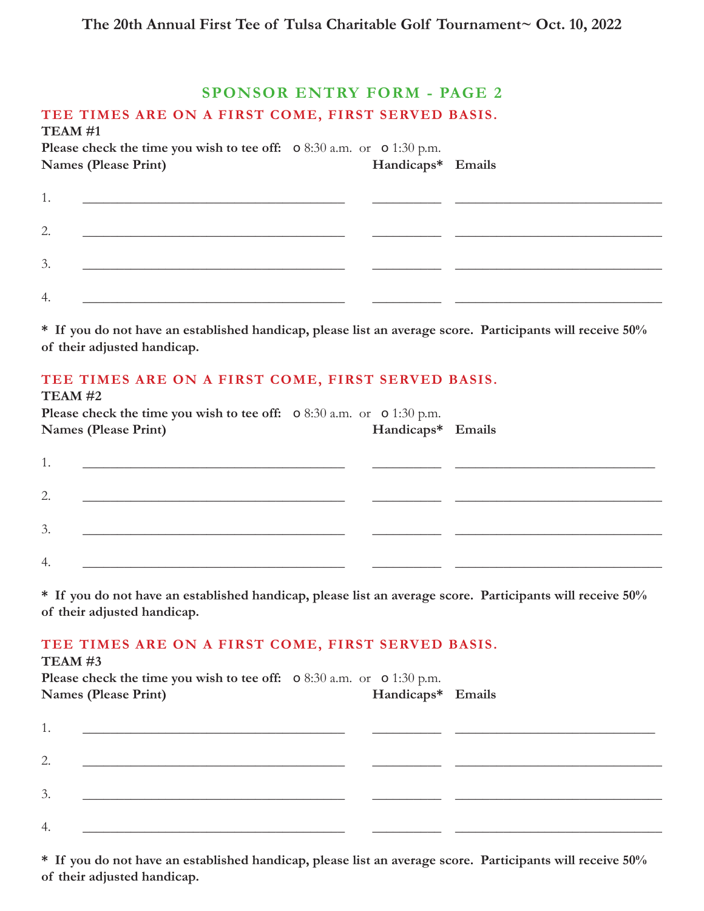**The 20th Annual First Tee of Tulsa Charitable Golf Tournament~ Oct. 10, 2022**

## SPONSOR ENTRY FORM - PAGE 2

### TEE TIMES ARE ON A FIRST COME, FIRST SERVED BASIS.

**TEAM #1**

**Please check the time you wish to tee off:** o 8:30 a.m. or o 1:30 p.m.

| Names (Please Print) | Handicaps* | Emails |
|---|---|---|
| 1. | | |
| 2. | | |
| 3. | | |
| 4. | | |

**\* If you do not have an established handicap, please list an average score. Participants will receive 50% of their adjusted handicap.**

### TEE TIMES ARE ON A FIRST COME, FIRST SERVED BASIS.

**TEAM #2**

**Please check the time you wish to tee off:** o 8:30 a.m. or o 1:30 p.m.

| Names (Please Print) | Handicaps* | Emails |
|---|---|---|
| 1. | | |
| 2. | | |
| 3. | | |
| 4. | | |

**\* If you do not have an established handicap, please list an average score. Participants will receive 50% of their adjusted handicap.**

### TEE TIMES ARE ON A FIRST COME, FIRST SERVED BASIS.

**TEAM #3**

**Please check the time you wish to tee off:** o 8:30 a.m. or o 1:30 p.m.

| Names (Please Print) | Handicaps* | Emails |
|---|---|---|
| 1. | | |
| 2. | | |
| 3. | | |
| 4. | | |

**\* If you do not have an established handicap, please list an average score. Participants will receive 50% of their adjusted handicap.**